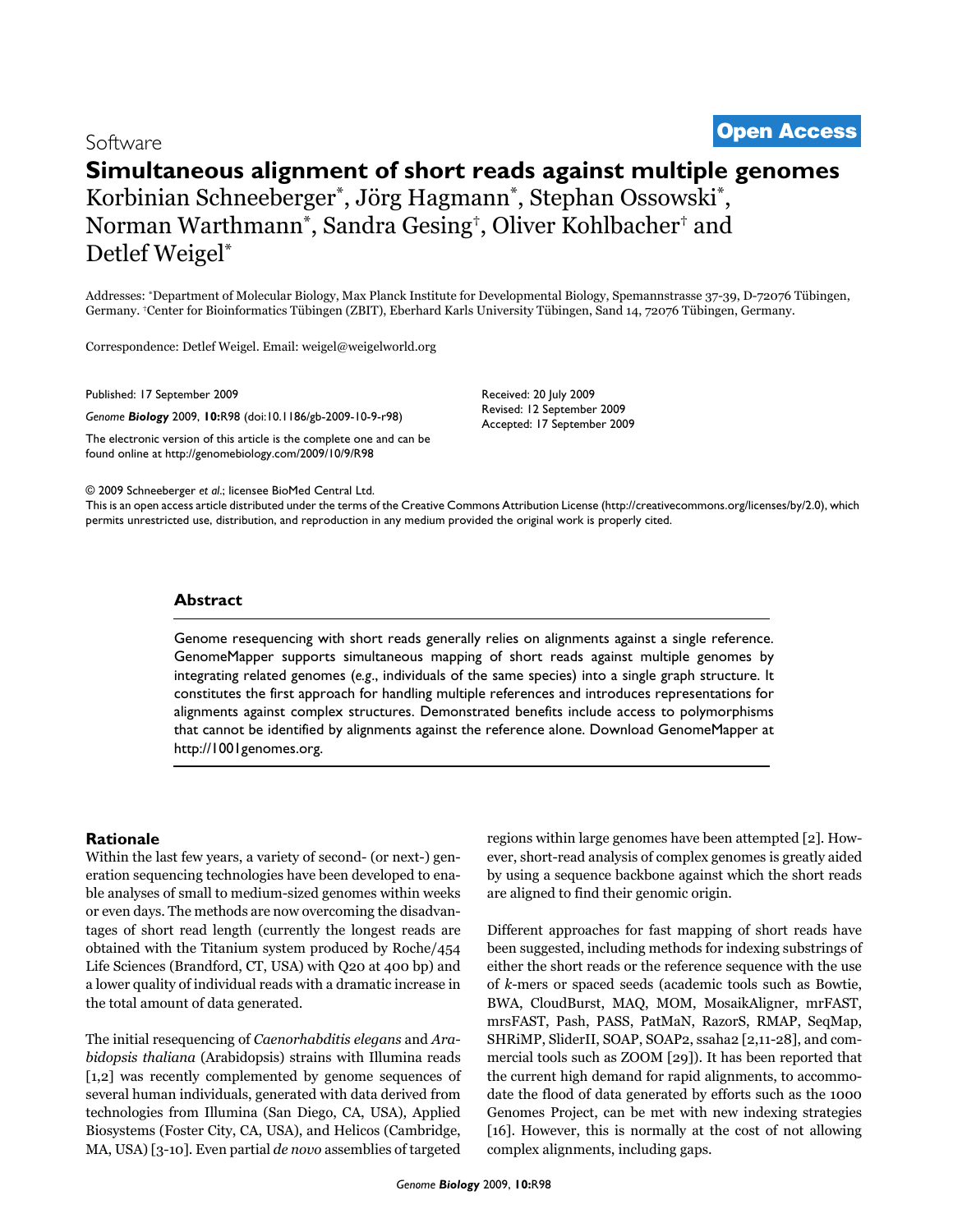Software

**Open Access**

# Simultaneous alignment of short reads against multiple genomes

Korbinian Schneeberger[*], Jörg Hagmann[*], Stephan Ossowski[*], Norman Warthmann[*], Sandra Gesing[†], Oliver Kohlbacher[†] and Detlef Weigel[*]

Addresses: [*]Department of Molecular Biology, Max Planck Institute for Developmental Biology, Spemannstrasse 37-39, D-72076 Tübingen, Germany. [†]Center for Bioinformatics Tübingen (ZBIT), Eberhard Karls University Tübingen, Sand 14, 72076 Tübingen, Germany.

Correspondence: Detlef Weigel. Email: weigel@weigelworld.org

Published: 17 September 2009

*Genome **Biology*** 2009, **10:**R98 (doi:10.1186/gb-2009-10-9-r98)

The electronic version of this article is the complete one and can be found online at http://genomebiology.com/2009/10/9/R98

Received: 20 July 2009
Revised: 12 September 2009
Accepted: 17 September 2009

© 2009 Schneeberger *et al*.; licensee BioMed Central Ltd.
This is an open access article distributed under the terms of the Creative Commons Attribution License (http://creativecommons.org/licenses/by/2.0), which permits unrestricted use, distribution, and reproduction in any medium provided the original work is properly cited.

## Abstract

Genome resequencing with short reads generally relies on alignments against a single reference. GenomeMapper supports simultaneous mapping of short reads against multiple genomes by integrating related genomes (*e.g.*, individuals of the same species) into a single graph structure. It constitutes the first approach for handling multiple references and introduces representations for alignments against complex structures. Demonstrated benefits include access to polymorphisms that cannot be identified by alignments against the reference alone. Download GenomeMapper at http://1001genomes.org.

## Rationale

Within the last few years, a variety of second- (or next-) generation sequencing technologies have been developed to enable analyses of small to medium-sized genomes within weeks or even days. The methods are now overcoming the disadvantages of short read length (currently the longest reads are obtained with the Titanium system produced by Roche/454 Life Sciences (Brandford, CT, USA) with Q20 at 400 bp) and a lower quality of individual reads with a dramatic increase in the total amount of data generated.

The initial resequencing of *Caenorhabditis elegans* and *Arabidopsis thaliana* (Arabidopsis) strains with Illumina reads [1,2] was recently complemented by genome sequences of several human individuals, generated with data derived from technologies from Illumina (San Diego, CA, USA), Applied Biosystems (Foster City, CA, USA), and Helicos (Cambridge, MA, USA) [3-10]. Even partial *de novo* assemblies of targeted regions within large genomes have been attempted [2]. However, short-read analysis of complex genomes is greatly aided by using a sequence backbone against which the short reads are aligned to find their genomic origin.

Different approaches for fast mapping of short reads have been suggested, including methods for indexing substrings of either the short reads or the reference sequence with the use of *k*-mers or spaced seeds (academic tools such as Bowtie, BWA, CloudBurst, MAQ, MOM, MosaikAligner, mrFAST, mrsFAST, Pash, PASS, PatMaN, RazorS, RMAP, SeqMap, SHRiMP, SliderII, SOAP, SOAP2, ssaha2 [2,11-28], and commercial tools such as ZOOM [29]). It has been reported that the current high demand for rapid alignments, to accommodate the flood of data generated by efforts such as the 1000 Genomes Project, can be met with new indexing strategies [16]. However, this is normally at the cost of not allowing complex alignments, including gaps.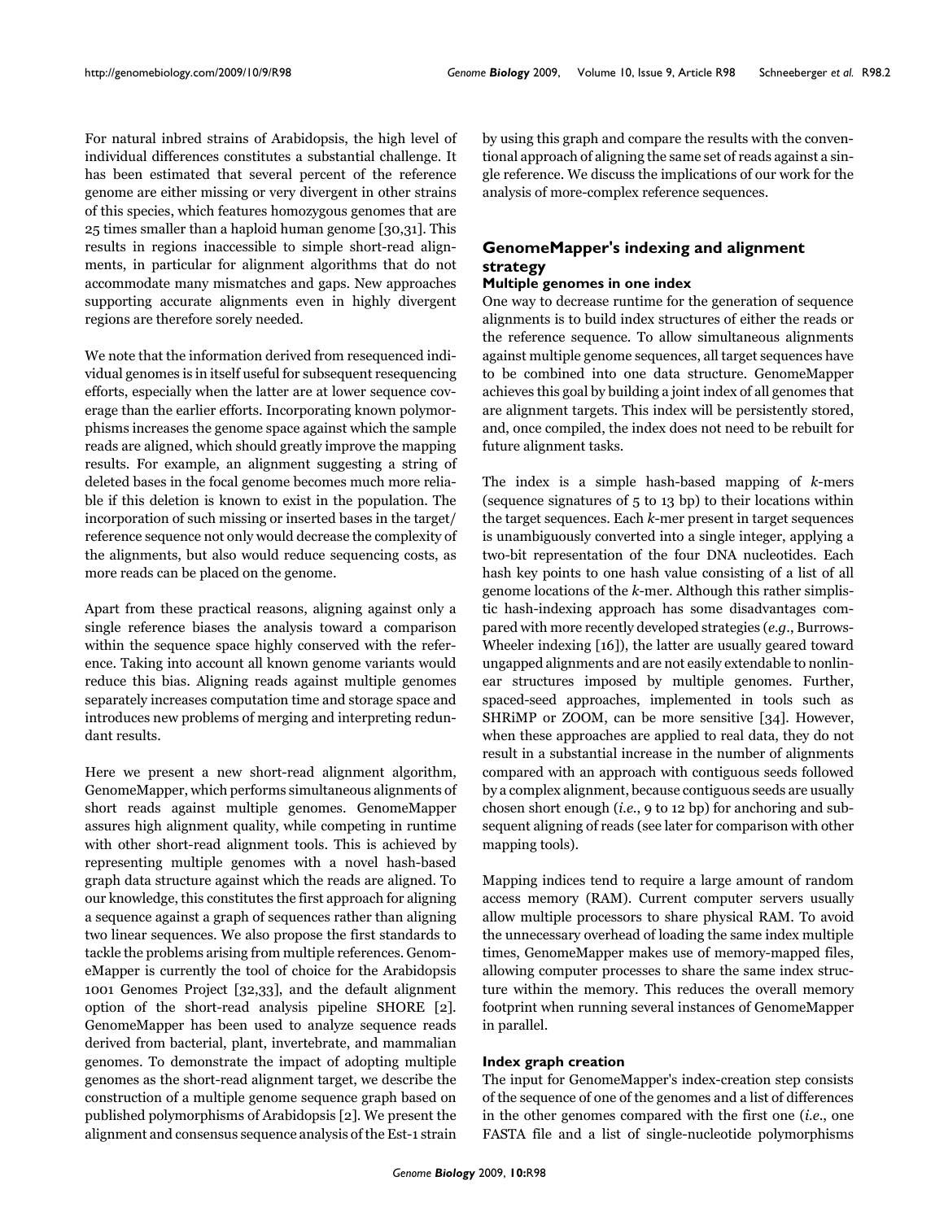For natural inbred strains of Arabidopsis, the high level of individual differences constitutes a substantial challenge. It has been estimated that several percent of the reference genome are either missing or very divergent in other strains of this species, which features homozygous genomes that are 25 times smaller than a haploid human genome [30,31]. This results in regions inaccessible to simple short-read alignments, in particular for alignment algorithms that do not accommodate many mismatches and gaps. New approaches supporting accurate alignments even in highly divergent regions are therefore sorely needed.

We note that the information derived from resequenced individual genomes is in itself useful for subsequent resequencing efforts, especially when the latter are at lower sequence coverage than the earlier efforts. Incorporating known polymorphisms increases the genome space against which the sample reads are aligned, which should greatly improve the mapping results. For example, an alignment suggesting a string of deleted bases in the focal genome becomes much more reliable if this deletion is known to exist in the population. The incorporation of such missing or inserted bases in the target/reference sequence not only would decrease the complexity of the alignments, but also would reduce sequencing costs, as more reads can be placed on the genome.

Apart from these practical reasons, aligning against only a single reference biases the analysis toward a comparison within the sequence space highly conserved with the reference. Taking into account all known genome variants would reduce this bias. Aligning reads against multiple genomes separately increases computation time and storage space and introduces new problems of merging and interpreting redundant results.

Here we present a new short-read alignment algorithm, GenomeMapper, which performs simultaneous alignments of short reads against multiple genomes. GenomeMapper assures high alignment quality, while competing in runtime with other short-read alignment tools. This is achieved by representing multiple genomes with a novel hash-based graph data structure against which the reads are aligned. To our knowledge, this constitutes the first approach for aligning a sequence against a graph of sequences rather than aligning two linear sequences. We also propose the first standards to tackle the problems arising from multiple references. GenomeMapper is currently the tool of choice for the Arabidopsis 1001 Genomes Project [32,33], and the default alignment option of the short-read analysis pipeline SHORE [2]. GenomeMapper has been used to analyze sequence reads derived from bacterial, plant, invertebrate, and mammalian genomes. To demonstrate the impact of adopting multiple genomes as the short-read alignment target, we describe the construction of a multiple genome sequence graph based on published polymorphisms of Arabidopsis [2]. We present the alignment and consensus sequence analysis of the Est-1 strain by using this graph and compare the results with the conventional approach of aligning the same set of reads against a single reference. We discuss the implications of our work for the analysis of more-complex reference sequences.

## GenomeMapper's indexing and alignment strategy

### Multiple genomes in one index

One way to decrease runtime for the generation of sequence alignments is to build index structures of either the reads or the reference sequence. To allow simultaneous alignments against multiple genome sequences, all target sequences have to be combined into one data structure. GenomeMapper achieves this goal by building a joint index of all genomes that are alignment targets. This index will be persistently stored, and, once compiled, the index does not need to be rebuilt for future alignment tasks.

The index is a simple hash-based mapping of *k*-mers (sequence signatures of 5 to 13 bp) to their locations within the target sequences. Each *k*-mer present in target sequences is unambiguously converted into a single integer, applying a two-bit representation of the four DNA nucleotides. Each hash key points to one hash value consisting of a list of all genome locations of the *k*-mer. Although this rather simplistic hash-indexing approach has some disadvantages compared with more recently developed strategies (*e.g*., Burrows-Wheeler indexing [16]), the latter are usually geared toward ungapped alignments and are not easily extendable to nonlinear structures imposed by multiple genomes. Further, spaced-seed approaches, implemented in tools such as SHRiMP or ZOOM, can be more sensitive [34]. However, when these approaches are applied to real data, they do not result in a substantial increase in the number of alignments compared with an approach with contiguous seeds followed by a complex alignment, because contiguous seeds are usually chosen short enough (*i.e*., 9 to 12 bp) for anchoring and subsequent aligning of reads (see later for comparison with other mapping tools).

Mapping indices tend to require a large amount of random access memory (RAM). Current computer servers usually allow multiple processors to share physical RAM. To avoid the unnecessary overhead of loading the same index multiple times, GenomeMapper makes use of memory-mapped files, allowing computer processes to share the same index structure within the memory. This reduces the overall memory footprint when running several instances of GenomeMapper in parallel.

### Index graph creation

The input for GenomeMapper's index-creation step consists of the sequence of one of the genomes and a list of differences in the other genomes compared with the first one (*i.e*., one FASTA file and a list of single-nucleotide polymorphisms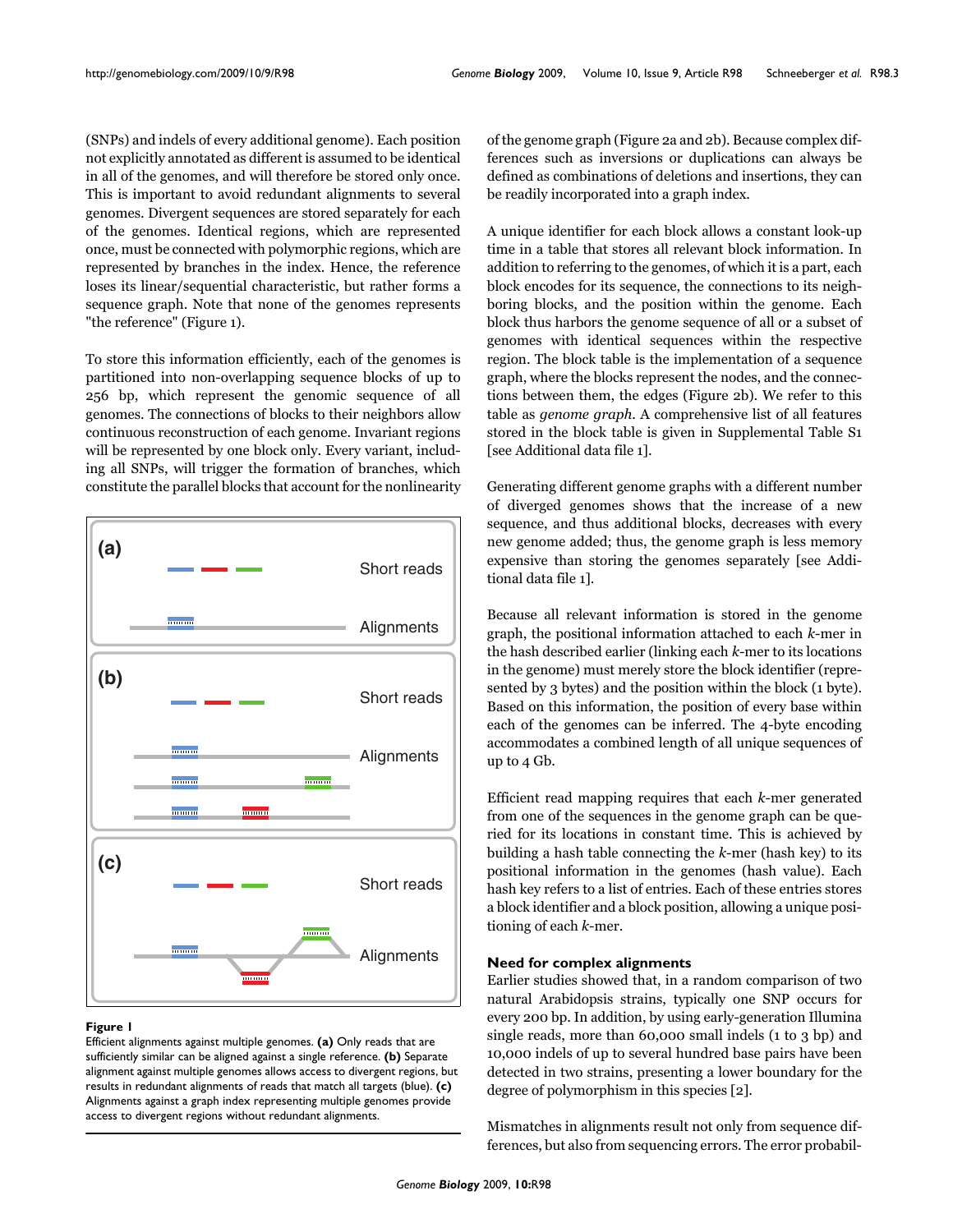(SNPs) and indels of every additional genome). Each position not explicitly annotated as different is assumed to be identical in all of the genomes, and will therefore be stored only once. This is important to avoid redundant alignments to several genomes. Divergent sequences are stored separately for each of the genomes. Identical regions, which are represented once, must be connected with polymorphic regions, which are represented by branches in the index. Hence, the reference loses its linear/sequential characteristic, but rather forms a sequence graph. Note that none of the genomes represents "the reference" (Figure 1).

To store this information efficiently, each of the genomes is partitioned into non-overlapping sequence blocks of up to 256 bp, which represent the genomic sequence of all genomes. The connections of blocks to their neighbors allow continuous reconstruction of each genome. Invariant regions will be represented by one block only. Every variant, including all SNPs, will trigger the formation of branches, which constitute the parallel blocks that account for the nonlinearity of the genome graph (Figure 2a and 2b). Because complex differences such as inversions or duplications can always be defined as combinations of deletions and insertions, they can be readily incorporated into a graph index.

**Figure 1**

Efficient alignments against multiple genomes. **(a)** Only reads that are sufficiently similar can be aligned against a single reference. **(b)** Separate alignment against multiple genomes allows access to divergent regions, but results in redundant alignments of reads that match all targets (blue). **(c)** Alignments against a graph index representing multiple genomes provide access to divergent regions without redundant alignments.

A unique identifier for each block allows a constant look-up time in a table that stores all relevant block information. In addition to referring to the genomes, of which it is a part, each block encodes for its sequence, the connections to its neighboring blocks, and the position within the genome. Each block thus harbors the genome sequence of all or a subset of genomes with identical sequences within the respective region. The block table is the implementation of a sequence graph, where the blocks represent the nodes, and the connections between them, the edges (Figure 2b). We refer to this table as *genome graph*. A comprehensive list of all features stored in the block table is given in Supplemental Table S1 [see Additional data file 1].

Generating different genome graphs with a different number of diverged genomes shows that the increase of a new sequence, and thus additional blocks, decreases with every new genome added; thus, the genome graph is less memory expensive than storing the genomes separately [see Additional data file 1].

Because all relevant information is stored in the genome graph, the positional information attached to each $k$-mer in the hash described earlier (linking each $k$-mer to its locations in the genome) must merely store the block identifier (represented by 3 bytes) and the position within the block (1 byte). Based on this information, the position of every base within each of the genomes can be inferred. The 4-byte encoding accommodates a combined length of all unique sequences of up to 4 Gb.

Efficient read mapping requires that each $k$-mer generated from one of the sequences in the genome graph can be queried for its locations in constant time. This is achieved by building a hash table connecting the $k$-mer (hash key) to its positional information in the genomes (hash value). Each hash key refers to a list of entries. Each of these entries stores a block identifier and a block position, allowing a unique positioning of each $k$-mer.

### Need for complex alignments

Earlier studies showed that, in a random comparison of two natural Arabidopsis strains, typically one SNP occurs for every 200 bp. In addition, by using early-generation Illumina single reads, more than 60,000 small indels (1 to 3 bp) and 10,000 indels of up to several hundred base pairs have been detected in two strains, presenting a lower boundary for the degree of polymorphism in this species [2].

Mismatches in alignments result not only from sequence differences, but also from sequencing errors. The error probabil-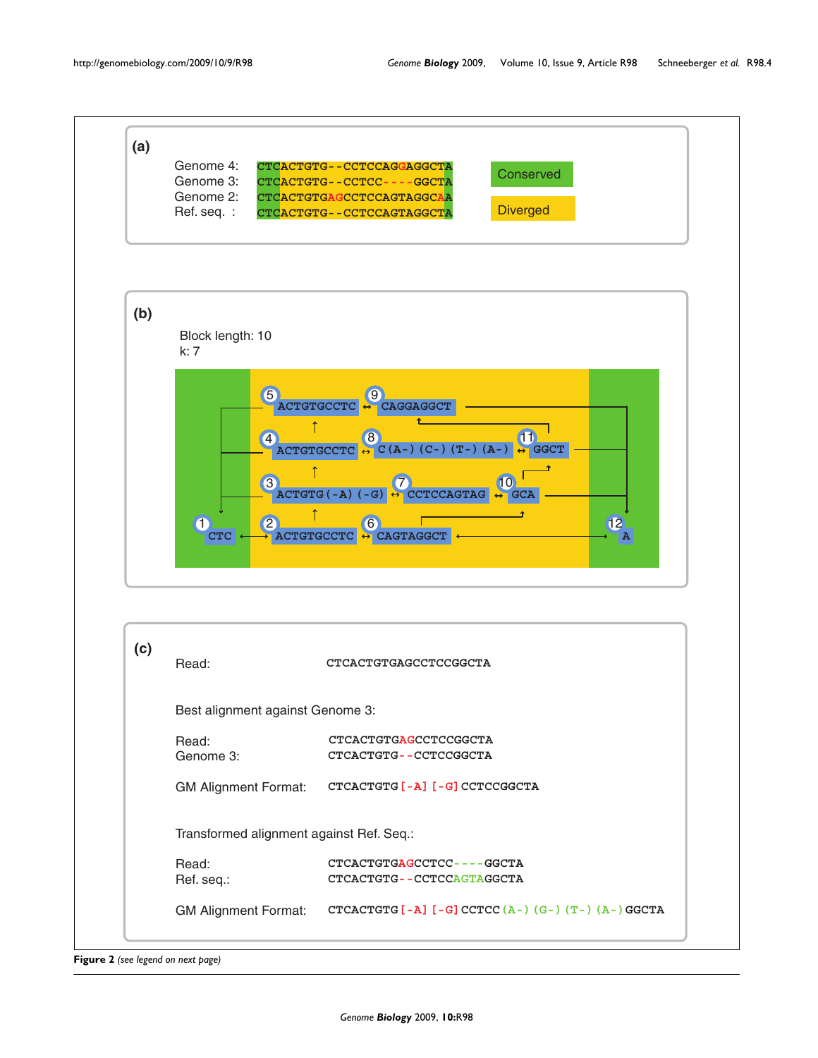**(a)**

Genome 4: CTCACTGTG--CCTCCAGGAGGCTA
Genome 3: CTCACTGTG--CCTCC----GGCTA
Genome 2: CTCACTGTGAGCCTCCAGTAGGCAA
Ref. seq. : CTCACTGTG--CCTCCAGTAGGCTA

Conserved

Diverged

**(b)**

Block length: 10
k: 7

1 CTC
2 ACTGTGCCTC
3 ACTGTG(-A)(-G)
4 ACTGTGCCTC
5 ACTGTGCCTC
6 CAGTAGGCT
7 CCTCCAGTAG
8 C(A-)(C-)(T-)(A-)
9 CAGGAGGCT
10 GCA
11 GGCT
12 A

**(c)**

Read: CTCACTGTGAGCCTCCGGCTA

Best alignment against Genome 3:

```
Read:      CTCACTGTGAGCCTCCGGCTA
Genome 3:  CTCACTGTG--CCTCCGGCTA
```

GM Alignment Format: CTCACTGTG[-A][-G]CCTCCGGCTA

Transformed alignment against Ref. Seq.:

```
Read:      CTCACTGTGAGCCTCC----GGCTA
Ref. seq.: CTCACTGTG--CCTCCAGTAGGCTA
```

GM Alignment Format: CTCACTGTG[-A][-G]CCTCC(A-)(G-)(T-)(A-)GGCTA

**Figure 2** *(see legend on next page)*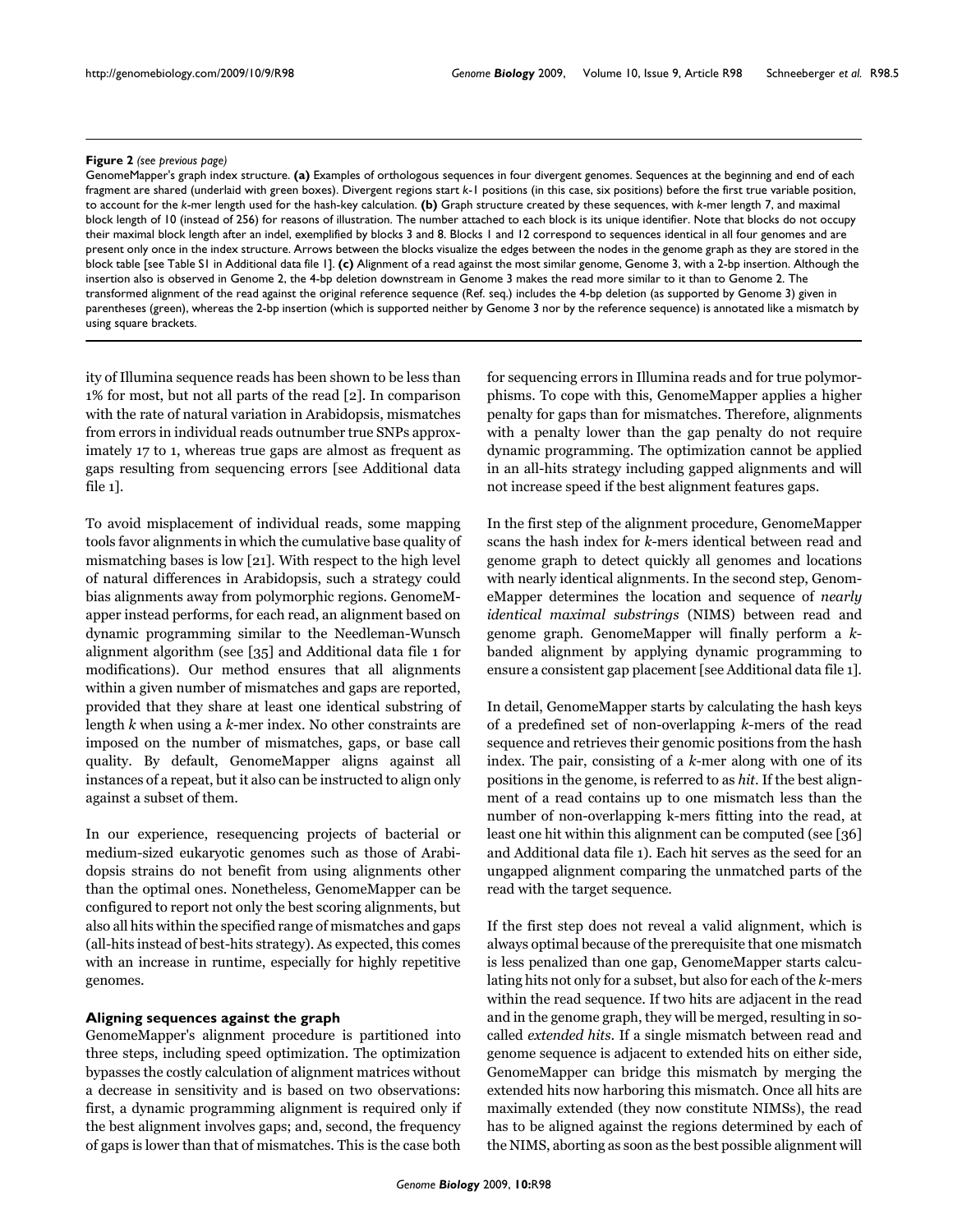**Figure 2** *(see previous page)*
GenomeMapper's graph index structure. **(a)** Examples of orthologous sequences in four divergent genomes. Sequences at the beginning and end of each fragment are shared (underlaid with green boxes). Divergent regions start *k*-1 positions (in this case, six positions) before the first true variable position, to account for the *k*-mer length used for the hash-key calculation. **(b)** Graph structure created by these sequences, with *k*-mer length 7, and maximal block length of 10 (instead of 256) for reasons of illustration. The number attached to each block is its unique identifier. Note that blocks do not occupy their maximal block length after an indel, exemplified by blocks 3 and 8. Blocks 1 and 12 correspond to sequences identical in all four genomes and are present only once in the index structure. Arrows between the blocks visualize the edges between the nodes in the genome graph as they are stored in the block table [see Table S1 in Additional data file 1]. **(c)** Alignment of a read against the most similar genome, Genome 3, with a 2-bp insertion. Although the insertion also is observed in Genome 2, the 4-bp deletion downstream in Genome 3 makes the read more similar to it than to Genome 2. The transformed alignment of the read against the original reference sequence (Ref. seq.) includes the 4-bp deletion (as supported by Genome 3) given in parentheses (green), whereas the 2-bp insertion (which is supported neither by Genome 3 nor by the reference sequence) is annotated like a mismatch by using square brackets.

ity of Illumina sequence reads has been shown to be less than 1% for most, but not all parts of the read [2]. In comparison with the rate of natural variation in Arabidopsis, mismatches from errors in individual reads outnumber true SNPs approximately 17 to 1, whereas true gaps are almost as frequent as gaps resulting from sequencing errors [see Additional data file 1].

To avoid misplacement of individual reads, some mapping tools favor alignments in which the cumulative base quality of mismatching bases is low [21]. With respect to the high level of natural differences in Arabidopsis, such a strategy could bias alignments away from polymorphic regions. GenomeMapper instead performs, for each read, an alignment based on dynamic programming similar to the Needleman-Wunsch alignment algorithm (see [35] and Additional data file 1 for modifications). Our method ensures that all alignments within a given number of mismatches and gaps are reported, provided that they share at least one identical substring of length *k* when using a *k*-mer index. No other constraints are imposed on the number of mismatches, gaps, or base call quality. By default, GenomeMapper aligns against all instances of a repeat, but it also can be instructed to align only against a subset of them.

In our experience, resequencing projects of bacterial or medium-sized eukaryotic genomes such as those of Arabidopsis strains do not benefit from using alignments other than the optimal ones. Nonetheless, GenomeMapper can be configured to report not only the best scoring alignments, but also all hits within the specified range of mismatches and gaps (all-hits instead of best-hits strategy). As expected, this comes with an increase in runtime, especially for highly repetitive genomes.

### Aligning sequences against the graph

GenomeMapper's alignment procedure is partitioned into three steps, including speed optimization. The optimization bypasses the costly calculation of alignment matrices without a decrease in sensitivity and is based on two observations: first, a dynamic programming alignment is required only if the best alignment involves gaps; and, second, the frequency of gaps is lower than that of mismatches. This is the case both for sequencing errors in Illumina reads and for true polymorphisms. To cope with this, GenomeMapper applies a higher penalty for gaps than for mismatches. Therefore, alignments with a penalty lower than the gap penalty do not require dynamic programming. The optimization cannot be applied in an all-hits strategy including gapped alignments and will not increase speed if the best alignment features gaps.

In the first step of the alignment procedure, GenomeMapper scans the hash index for *k*-mers identical between read and genome graph to detect quickly all genomes and locations with nearly identical alignments. In the second step, GenomeMapper determines the location and sequence of *nearly identical maximal substrings* (NIMS) between read and genome graph. GenomeMapper will finally perform a *k*-banded alignment by applying dynamic programming to ensure a consistent gap placement [see Additional data file 1].

In detail, GenomeMapper starts by calculating the hash keys of a predefined set of non-overlapping *k*-mers of the read sequence and retrieves their genomic positions from the hash index. The pair, consisting of a *k*-mer along with one of its positions in the genome, is referred to as *hit*. If the best alignment of a read contains up to one mismatch less than the number of non-overlapping k-mers fitting into the read, at least one hit within this alignment can be computed (see [36] and Additional data file 1). Each hit serves as the seed for an ungapped alignment comparing the unmatched parts of the read with the target sequence.

If the first step does not reveal a valid alignment, which is always optimal because of the prerequisite that one mismatch is less penalized than one gap, GenomeMapper starts calculating hits not only for a subset, but also for each of the *k*-mers within the read sequence. If two hits are adjacent in the read and in the genome graph, they will be merged, resulting in so-called *extended hits*. If a single mismatch between read and genome sequence is adjacent to extended hits on either side, GenomeMapper can bridge this mismatch by merging the extended hits now harboring this mismatch. Once all hits are maximally extended (they now constitute NIMSs), the read has to be aligned against the regions determined by each of the NIMS, aborting as soon as the best possible alignment will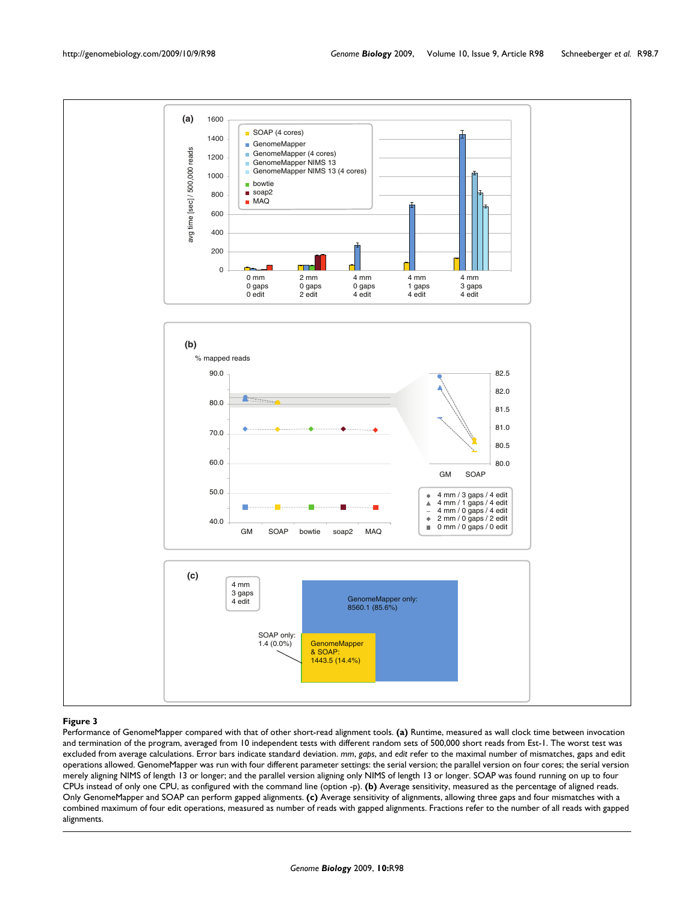**Figure 3**

Performance of GenomeMapper compared with that of other short-read alignment tools. **(a)** Runtime, measured as wall clock time between invocation and termination of the program, averaged from 10 independent tests with different random sets of 500,000 short reads from Est-1. The worst test was excluded from average calculations. Error bars indicate standard deviation. *mm*, *gaps*, and *edit* refer to the maximal number of mismatches, gaps and edit operations allowed. GenomeMapper was run with four different parameter settings: the serial version; the parallel version on four cores; the serial version merely aligning NIMS of length 13 or longer; and the parallel version aligning only NIMS of length 13 or longer. SOAP was found running on up to four CPUs instead of only one CPU, as configured with the command line (option -p). **(b)** Average sensitivity, measured as the percentage of aligned reads. Only GenomeMapper and SOAP can perform gapped alignments. **(c)** Average sensitivity of alignments, allowing three gaps and four mismatches with a combined maximum of four edit operations, measured as number of reads with gapped alignments. Fractions refer to the number of all reads with gapped alignments.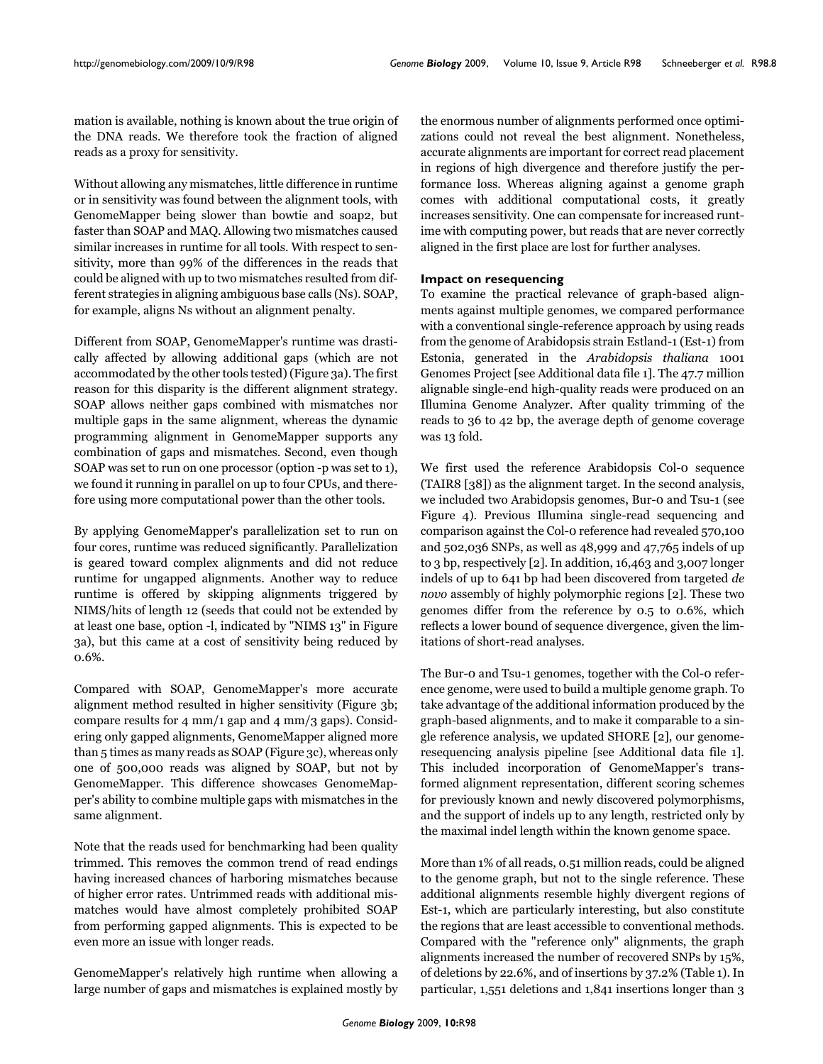mation is available, nothing is known about the true origin of the DNA reads. We therefore took the fraction of aligned reads as a proxy for sensitivity.

Without allowing any mismatches, little difference in runtime or in sensitivity was found between the alignment tools, with GenomeMapper being slower than bowtie and soap2, but faster than SOAP and MAQ. Allowing two mismatches caused similar increases in runtime for all tools. With respect to sensitivity, more than 99% of the differences in the reads that could be aligned with up to two mismatches resulted from different strategies in aligning ambiguous base calls (Ns). SOAP, for example, aligns Ns without an alignment penalty.

Different from SOAP, GenomeMapper's runtime was drastically affected by allowing additional gaps (which are not accommodated by the other tools tested) (Figure 3a). The first reason for this disparity is the different alignment strategy. SOAP allows neither gaps combined with mismatches nor multiple gaps in the same alignment, whereas the dynamic programming alignment in GenomeMapper supports any combination of gaps and mismatches. Second, even though SOAP was set to run on one processor (option -p was set to 1), we found it running in parallel on up to four CPUs, and therefore using more computational power than the other tools.

By applying GenomeMapper's parallelization set to run on four cores, runtime was reduced significantly. Parallelization is geared toward complex alignments and did not reduce runtime for ungapped alignments. Another way to reduce runtime is offered by skipping alignments triggered by NIMS/hits of length 12 (seeds that could not be extended by at least one base, option -l, indicated by "NIMS 13" in Figure 3a), but this came at a cost of sensitivity being reduced by 0.6%.

Compared with SOAP, GenomeMapper's more accurate alignment method resulted in higher sensitivity (Figure 3b; compare results for 4 mm/1 gap and 4 mm/3 gaps). Considering only gapped alignments, GenomeMapper aligned more than 5 times as many reads as SOAP (Figure 3c), whereas only one of 500,000 reads was aligned by SOAP, but not by GenomeMapper. This difference showcases GenomeMapper's ability to combine multiple gaps with mismatches in the same alignment.

Note that the reads used for benchmarking had been quality trimmed. This removes the common trend of read endings having increased chances of harboring mismatches because of higher error rates. Untrimmed reads with additional mismatches would have almost completely prohibited SOAP from performing gapped alignments. This is expected to be even more an issue with longer reads.

GenomeMapper's relatively high runtime when allowing a large number of gaps and mismatches is explained mostly by the enormous number of alignments performed once optimizations could not reveal the best alignment. Nonetheless, accurate alignments are important for correct read placement in regions of high divergence and therefore justify the performance loss. Whereas aligning against a genome graph comes with additional computational costs, it greatly increases sensitivity. One can compensate for increased runttime with computing power, but reads that are never correctly aligned in the first place are lost for further analyses.

### Impact on resequencing

To examine the practical relevance of graph-based alignments against multiple genomes, we compared performance with a conventional single-reference approach by using reads from the genome of Arabidopsis strain Estland-1 (Est-1) from Estonia, generated in the *Arabidopsis thaliana* 1001 Genomes Project [see Additional data file 1]. The 47.7 million alignable single-end high-quality reads were produced on an Illumina Genome Analyzer. After quality trimming of the reads to 36 to 42 bp, the average depth of genome coverage was 13 fold.

We first used the reference Arabidopsis Col-0 sequence (TAIR8 [38]) as the alignment target. In the second analysis, we included two Arabidopsis genomes, Bur-0 and Tsu-1 (see Figure 4). Previous Illumina single-read sequencing and comparison against the Col-0 reference had revealed 570,100 and 502,036 SNPs, as well as 48,999 and 47,765 indels of up to 3 bp, respectively [2]. In addition, 16,463 and 3,007 longer indels of up to 641 bp had been discovered from targeted *de novo* assembly of highly polymorphic regions [2]. These two genomes differ from the reference by 0.5 to 0.6%, which reflects a lower bound of sequence divergence, given the limitations of short-read analyses.

The Bur-0 and Tsu-1 genomes, together with the Col-0 reference genome, were used to build a multiple genome graph. To take advantage of the additional information produced by the graph-based alignments, and to make it comparable to a single reference analysis, we updated SHORE [2], our genome-resequencing analysis pipeline [see Additional data file 1]. This included incorporation of GenomeMapper's transformed alignment representation, different scoring schemes for previously known and newly discovered polymorphisms, and the support of indels up to any length, restricted only by the maximal indel length within the known genome space.

More than 1% of all reads, 0.51 million reads, could be aligned to the genome graph, but not to the single reference. These additional alignments resemble highly divergent regions of Est-1, which are particularly interesting, but also constitute the regions that are least accessible to conventional methods. Compared with the "reference only" alignments, the graph alignments increased the number of recovered SNPs by 15%, of deletions by 22.6%, and of insertions by 37.2% (Table 1). In particular, 1,551 deletions and 1,841 insertions longer than 3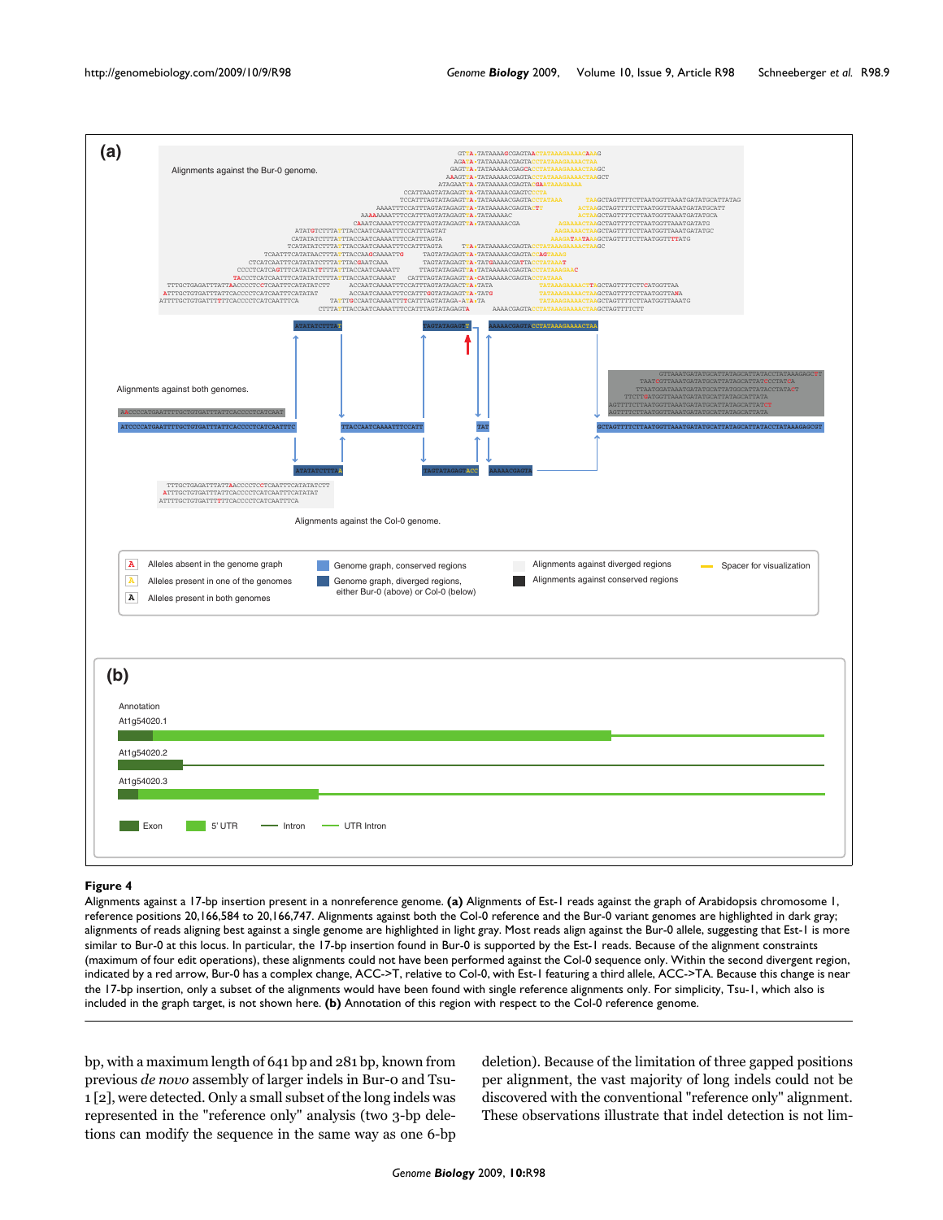**Figure 4**

Alignments against a 17-bp insertion present in a nonreference genome. **(a)** Alignments of Est-1 reads against the graph of Arabidopsis chromosome 1, reference positions 20,166,584 to 20,166,747. Alignments against both the Col-0 reference and the Bur-0 variant genomes are highlighted in dark gray; alignments of reads aligning best against a single genome are highlighted in light gray. Most reads align against the Bur-0 allele, suggesting that Est-1 is more similar to Bur-0 at this locus. In particular, the 17-bp insertion found in Bur-0 is supported by the Est-1 reads. Because of the alignment constraints (maximum of four edit operations), these alignments could not have been performed against the Col-0 sequence only. Within the second divergent region, indicated by a red arrow, Bur-0 has a complex change, ACC->T, relative to Col-0, with Est-1 featuring a third allele, ACC->TA. Because this change is near the 17-bp insertion, only a subset of the alignments would have been found with single reference alignments only. For simplicity, Tsu-1, which also is included in the graph target, is not shown here. **(b)** Annotation of this region with respect to the Col-0 reference genome.

bp, with a maximum length of 641 bp and 281 bp, known from previous *de novo* assembly of larger indels in Bur-0 and Tsu-1 [2], were detected. Only a small subset of the long indels was represented in the "reference only" analysis (two 3-bp deletions can modify the sequence in the same way as one 6-bp deletion). Because of the limitation of three gapped positions per alignment, the vast majority of long indels could not be discovered with the conventional "reference only" alignment. These observations illustrate that indel detection is not lim-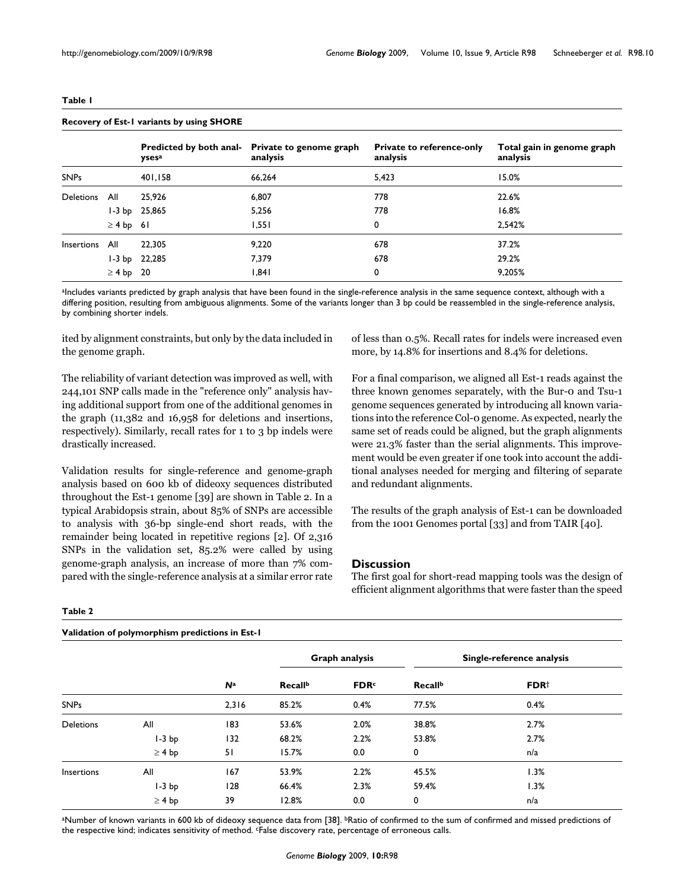**Table 1**

**Recovery of Est-1 variants by using SHORE**

| | | Predicted by both analyses[a] | Private to genome graph analysis | Private to reference-only analysis | Total gain in genome graph analysis |
|---|---|---|---|---|---|
| SNPs | | 401,158 | 66,264 | 5,423 | 15.0% |
| Deletions | All | 25,926 | 6,807 | 778 | 22.6% |
| | 1-3 bp | 25,865 | 5,256 | 778 | 16.8% |
| | ≥ 4 bp | 61 | 1,551 | 0 | 2,542% |
| Insertions | All | 22,305 | 9,220 | 678 | 37.2% |
| | 1-3 bp | 22,285 | 7,379 | 678 | 29.2% |
| | ≥ 4 bp | 20 | 1,841 | 0 | 9,205% |

[a]Includes variants predicted by graph analysis that have been found in the single-reference analysis in the same sequence context, although with a differing position, resulting from ambiguous alignments. Some of the variants longer than 3 bp could be reassembled in the single-reference analysis, by combining shorter indels.

ited by alignment constraints, but only by the data included in the genome graph.

The reliability of variant detection was improved as well, with 244,101 SNP calls made in the "reference only" analysis having additional support from one of the additional genomes in the graph (11,382 and 16,958 for deletions and insertions, respectively). Similarly, recall rates for 1 to 3 bp indels were drastically increased.

Validation results for single-reference and genome-graph analysis based on 600 kb of dideoxy sequences distributed throughout the Est-1 genome [39] are shown in Table 2. In a typical Arabidopsis strain, about 85% of SNPs are accessible to analysis with 36-bp single-end short reads, with the remainder being located in repetitive regions [2]. Of 2,316 SNPs in the validation set, 85.2% were called by using genome-graph analysis, an increase of more than 7% compared with the single-reference analysis at a similar error rate of less than 0.5%. Recall rates for indels were increased even more, by 14.8% for insertions and 8.4% for deletions.

For a final comparison, we aligned all Est-1 reads against the three known genomes separately, with the Bur-0 and Tsu-1 genome sequences generated by introducing all known variations into the reference Col-0 genome. As expected, nearly the same set of reads could be aligned, but the graph alignments were 21.3% faster than the serial alignments. This improvement would be even greater if one took into account the additional analyses needed for merging and filtering of separate and redundant alignments.

The results of the graph analysis of Est-1 can be downloaded from the 1001 Genomes portal [33] and from TAIR [40].

## Discussion

The first goal for short-read mapping tools was the design of efficient alignment algorithms that were faster than the speed

**Table 2**

**Validation of polymorphism predictions in Est-1**

| | | | Graph analysis | | Single-reference analysis | |
|---|---|---|---|---|---|---|
| | | *N*[a] | Recall[b] | FDR[c] | Recall[b] | FDR[†] |
| SNPs | | 2,316 | 85.2% | 0.4% | 77.5% | 0.4% |
| Deletions | All | 183 | 53.6% | 2.0% | 38.8% | 2.7% |
| | 1-3 bp | 132 | 68.2% | 2.2% | 53.8% | 2.7% |
| | ≥ 4 bp | 51 | 15.7% | 0.0 | 0 | n/a |
| Insertions | All | 167 | 53.9% | 2.2% | 45.5% | 1.3% |
| | 1-3 bp | 128 | 66.4% | 2.3% | 59.4% | 1.3% |
| | ≥ 4 bp | 39 | 12.8% | 0.0 | 0 | n/a |

[a]Number of known variants in 600 kb of dideoxy sequence data from [38]. [b]Ratio of confirmed to the sum of confirmed and missed predictions of the respective kind; indicates sensitivity of method. [c]False discovery rate, percentage of erroneous calls.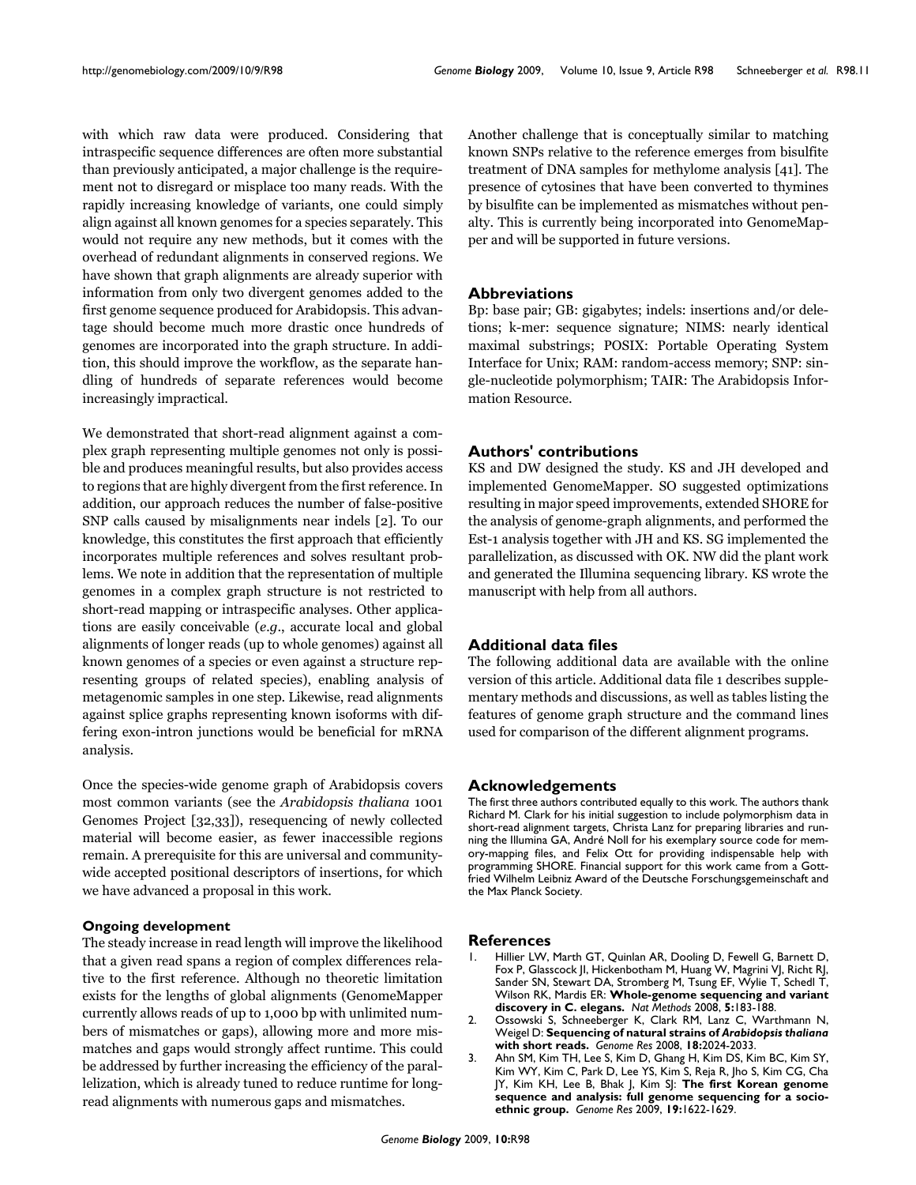with which raw data were produced. Considering that intraspecific sequence differences are often more substantial than previously anticipated, a major challenge is the requirement not to disregard or misplace too many reads. With the rapidly increasing knowledge of variants, one could simply align against all known genomes for a species separately. This would not require any new methods, but it comes with the overhead of redundant alignments in conserved regions. We have shown that graph alignments are already superior with information from only two divergent genomes added to the first genome sequence produced for Arabidopsis. This advantage should become much more drastic once hundreds of genomes are incorporated into the graph structure. In addition, this should improve the workflow, as the separate handling of hundreds of separate references would become increasingly impractical.

We demonstrated that short-read alignment against a complex graph representing multiple genomes not only is possible and produces meaningful results, but also provides access to regions that are highly divergent from the first reference. In addition, our approach reduces the number of false-positive SNP calls caused by misalignments near indels [2]. To our knowledge, this constitutes the first approach that efficiently incorporates multiple references and solves resultant problems. We note in addition that the representation of multiple genomes in a complex graph structure is not restricted to short-read mapping or intraspecific analyses. Other applications are easily conceivable (*e.g*., accurate local and global alignments of longer reads (up to whole genomes) against all known genomes of a species or even against a structure representing groups of related species), enabling analysis of metagenomic samples in one step. Likewise, read alignments against splice graphs representing known isoforms with differing exon-intron junctions would be beneficial for mRNA analysis.

Once the species-wide genome graph of Arabidopsis covers most common variants (see the *Arabidopsis thaliana* 1001 Genomes Project [32,33]), resequencing of newly collected material will become easier, as fewer inaccessible regions remain. A prerequisite for this are universal and community-wide accepted positional descriptors of insertions, for which we have advanced a proposal in this work.

### Ongoing development

The steady increase in read length will improve the likelihood that a given read spans a region of complex differences relative to the first reference. Although no theoretic limitation exists for the lengths of global alignments (GenomeMapper currently allows reads of up to 1,000 bp with unlimited numbers of mismatches or gaps), allowing more and more mismatches and gaps would strongly affect runtime. This could be addressed by further increasing the efficiency of the parallelization, which is already tuned to reduce runtime for long-read alignments with numerous gaps and mismatches.

Another challenge that is conceptually similar to matching known SNPs relative to the reference emerges from bisulfite treatment of DNA samples for methylome analysis [41]. The presence of cytosines that have been converted to thymines by bisulfite can be implemented as mismatches without penalty. This is currently being incorporated into GenomeMapper and will be supported in future versions.

## Abbreviations

Bp: base pair; GB: gigabytes; indels: insertions and/or deletions; k-mer: sequence signature; NIMS: nearly identical maximal substrings; POSIX: Portable Operating System Interface for Unix; RAM: random-access memory; SNP: single-nucleotide polymorphism; TAIR: The Arabidopsis Information Resource.

## Authors' contributions

KS and DW designed the study. KS and JH developed and implemented GenomeMapper. SO suggested optimizations resulting in major speed improvements, extended SHORE for the analysis of genome-graph alignments, and performed the Est-1 analysis together with JH and KS. SG implemented the parallelization, as discussed with OK. NW did the plant work and generated the Illumina sequencing library. KS wrote the manuscript with help from all authors.

## Additional data files

The following additional data are available with the online version of this article. Additional data file 1 describes supplementary methods and discussions, as well as tables listing the features of genome graph structure and the command lines used for comparison of the different alignment programs.

## Acknowledgements

The first three authors contributed equally to this work. The authors thank Richard M. Clark for his initial suggestion to include polymorphism data in short-read alignment targets, Christa Lanz for preparing libraries and running the Illumina GA, André Noll for his exemplary source code for memory-mapping files, and Felix Ott for providing indispensable help with programming SHORE. Financial support for this work came from a Gottfried Wilhelm Leibniz Award of the Deutsche Forschungsgemeinschaft and the Max Planck Society.

## References

1. Hillier LW, Marth GT, Quinlan AR, Dooling D, Fewell G, Barnett D, Fox P, Glasscock JI, Hickenbotham M, Huang W, Magrini VJ, Richt RJ, Sander SN, Stewart DA, Stromberg M, Tsung EF, Wylie T, Schedl T, Wilson RK, Mardis ER: **Whole-genome sequencing and variant discovery in C. elegans.** *Nat Methods* 2008, **5:**183-188.
2. Ossowski S, Schneeberger K, Clark RM, Lanz C, Warthmann N, Weigel D: **Sequencing of natural strains of *Arabidopsis thaliana* with short reads.** *Genome Res* 2008, **18:**2024-2033.
3. Ahn SM, Kim TH, Lee S, Kim D, Ghang H, Kim DS, Kim BC, Kim SY, Kim WY, Kim C, Park D, Lee YS, Kim S, Reja R, Jho S, Kim CG, Cha JY, Kim KH, Lee B, Bhak J, Kim SJ: **The first Korean genome sequence and analysis: full genome sequencing for a socio-ethnic group.** *Genome Res* 2009, **19:**1622-1629.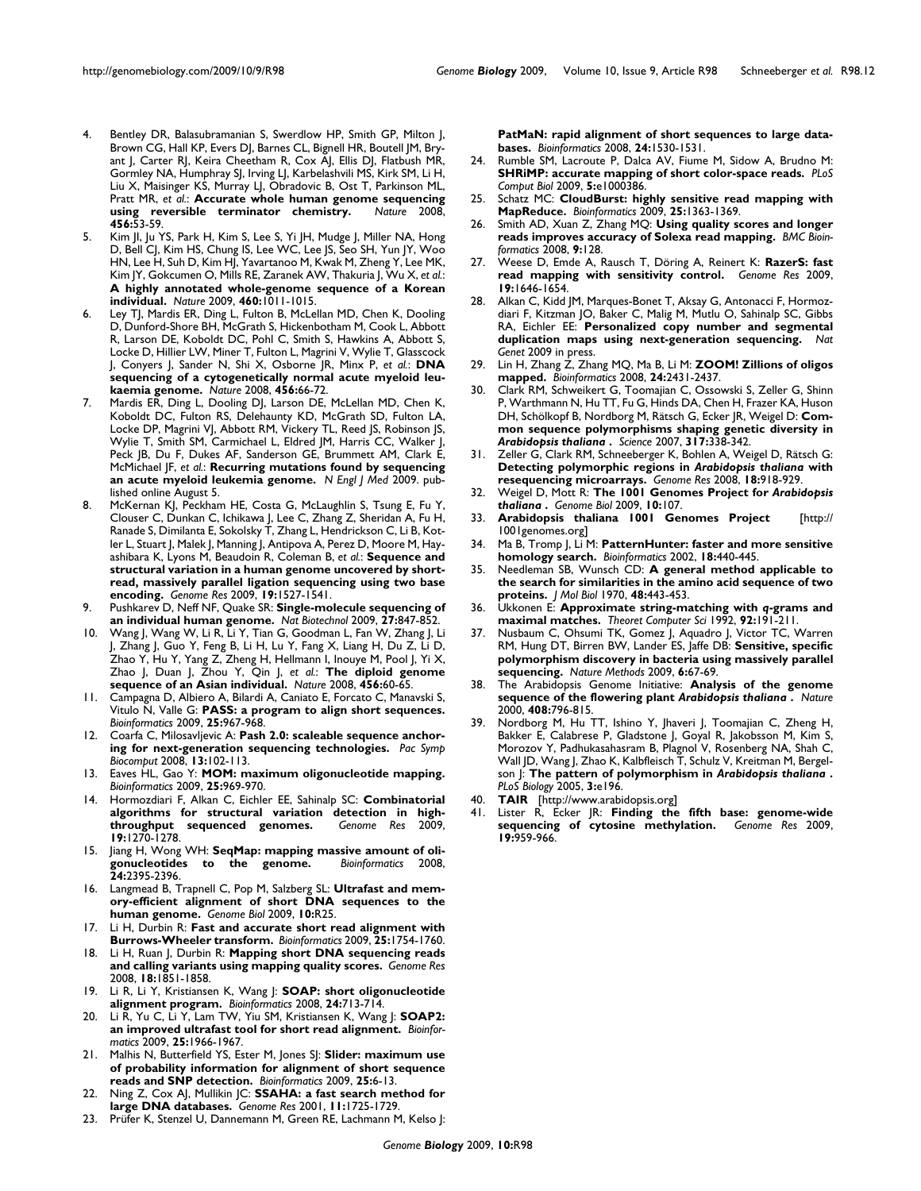4. Bentley DR, Balasubramanian S, Swerdlow HP, Smith GP, Milton J, Brown CG, Hall KP, Evers DJ, Barnes CL, Bignell HR, Boutell JM, Bryant J, Carter RJ, Keira Cheetham R, Cox AJ, Ellis DJ, Flatbush MR, Gormley NA, Humphray SJ, Irving LJ, Karbelashvili MS, Kirk SM, Li H, Liu X, Maisinger KS, Murray LJ, Obradovic B, Ost T, Parkinson ML, Pratt MR, *et al.*: **Accurate whole human genome sequencing using reversible terminator chemistry.** *Nature* 2008, **456:**53-59.
5. Kim JI, Ju YS, Park H, Kim S, Lee S, Yi JH, Mudge J, Miller NA, Hong D, Bell CJ, Kim HS, Chung IS, Lee WC, Lee JS, Seo SH, Yun JY, Woo HN, Lee H, Suh D, Kim HJ, Yavartanoo M, Kwak M, Zheng Y, Lee MK, Kim JY, Gokcumen O, Mills RE, Zaranek AW, Thakuria J, Wu X, *et al.*: **A highly annotated whole-genome sequence of a Korean individual.** *Nature* 2009, **460:**1011-1015.
6. Ley TJ, Mardis ER, Ding L, Fulton B, McLellan MD, Chen K, Dooling D, Dunford-Shore BH, McGrath S, Hickenbotham M, Cook L, Abbott R, Larson DE, Koboldt DC, Pohl C, Smith S, Hawkins A, Abbott S, Locke D, Hillier LW, Miner T, Fulton L, Magrini V, Wylie T, Glasscock J, Conyers J, Sander N, Shi X, Osborne JR, Minx P, *et al.*: **DNA sequencing of a cytogenetically normal acute myeloid leukaemia genome.** *Nature* 2008, **456:**66-72.
7. Mardis ER, Ding L, Dooling DJ, Larson DE, McLellan MD, Chen K, Koboldt DC, Fulton RS, Delehaunty KD, McGrath SD, Fulton LA, Locke DP, Magrini VJ, Abbott RM, Vickery TL, Reed JS, Robinson JS, Wylie T, Smith SM, Carmichael L, Eldred JM, Harris CC, Walker J, Peck JB, Du F, Dukes AF, Sanderson GE, Brummett AM, Clark E, McMichael JF, *et al.*: **Recurring mutations found by sequencing an acute myeloid leukemia genome.** *N Engl J Med* 2009. published online August 5.
8. McKernan KJ, Peckham HE, Costa G, McLaughlin S, Tsung E, Fu Y, Clouser C, Dunkan C, Ichikawa J, Lee C, Zhang Z, Sheridan A, Fu H, Ranade S, Dimilanta E, Sokolsky T, Zhang L, Hendrickson C, Li B, Kotler L, Stuart J, Malek J, Manning J, Antipova A, Perez D, Moore M, Hayashibara K, Lyons M, Beaudoin R, Coleman B, *et al.*: **Sequence and structural variation in a human genome uncovered by short-read, massively parallel ligation sequencing using two base encoding.** *Genome Res* 2009, **19:**1527-1541.
9. Pushkarev D, Neff NF, Quake SR: **Single-molecule sequencing of an individual human genome.** *Nat Biotechnol* 2009, **27:**847-852.
10. Wang J, Wang W, Li R, Li Y, Tian G, Goodman L, Fan W, Zhang J, Li J, Zhang J, Guo Y, Feng B, Li H, Lu Y, Fang X, Liang H, Du Z, Li D, Zhao Y, Hu Y, Yang Z, Zheng H, Hellmann I, Inouye M, Pool J, Yi X, Zhao J, Duan J, Zhou Y, Qin J, *et al.*: **The diploid genome sequence of an Asian individual.** *Nature* 2008, **456:**60-65.
11. Campagna D, Albiero A, Bilardi A, Caniato E, Forcato C, Manavski S, Vitulo N, Valle G: **PASS: a program to align short sequences.** *Bioinformatics* 2009, **25:**967-968.
12. Coarfa C, Milosavljevic A: **Pash 2.0: scaleable sequence anchoring for next-generation sequencing technologies.** *Pac Symp Biocomput* 2008, **13:**102-113.
13. Eaves HL, Gao Y: **MOM: maximum oligonucleotide mapping.** *Bioinformatics* 2009, **25:**969-970.
14. Hormozdiari F, Alkan C, Eichler EE, Sahinalp SC: **Combinatorial algorithms for structural variation detection in high-throughput sequenced genomes.** *Genome Res* 2009, **19:**1270-1278.
15. Jiang H, Wong WH: **SeqMap: mapping massive amount of oligonucleotides to the genome.** *Bioinformatics* 2008, **24:**2395-2396.
16. Langmead B, Trapnell C, Pop M, Salzberg SL: **Ultrafast and memory-efficient alignment of short DNA sequences to the human genome.** *Genome Biol* 2009, **10:**R25.
17. Li H, Durbin R: **Fast and accurate short read alignment with Burrows-Wheeler transform.** *Bioinformatics* 2009, **25:**1754-1760.
18. Li H, Ruan J, Durbin R: **Mapping short DNA sequencing reads and calling variants using mapping quality scores.** *Genome Res* 2008, **18:**1851-1858.
19. Li R, Li Y, Kristiansen K, Wang J: **SOAP: short oligonucleotide alignment program.** *Bioinformatics* 2008, **24:**713-714.
20. Li R, Yu C, Li Y, Lam TW, Yiu SM, Kristiansen K, Wang J: **SOAP2: an improved ultrafast tool for short read alignment.** *Bioinformatics* 2009, **25:**1966-1967.
21. Malhis N, Butterfield YS, Ester M, Jones SJ: **Slider: maximum use of probability information for alignment of short sequence reads and SNP detection.** *Bioinformatics* 2009, **25:**6-13.
22. Ning Z, Cox AJ, Mullikin JC: **SSAHA: a fast search method for large DNA databases.** *Genome Res* 2001, **11:**1725-1729.
23. Prüfer K, Stenzel U, Dannemann M, Green RE, Lachmann M, Kelso J: **PatMaN: rapid alignment of short sequences to large databases.** *Bioinformatics* 2008, **24:**1530-1531.
24. Rumble SM, Lacroute P, Dalca AV, Fiume M, Sidow A, Brudno M: **SHRiMP: accurate mapping of short color-space reads.** *PLoS Comput Biol* 2009, **5:**e1000386.
25. Schatz MC: **CloudBurst: highly sensitive read mapping with MapReduce.** *Bioinformatics* 2009, **25:**1363-1369.
26. Smith AD, Xuan Z, Zhang MQ: **Using quality scores and longer reads improves accuracy of Solexa read mapping.** *BMC Bioinformatics* 2008, **9:**128.
27. Weese D, Emde A, Rausch T, Döring A, Reinert K: **RazerS: fast read mapping with sensitivity control.** *Genome Res* 2009, **19:**1646-1654.
28. Alkan C, Kidd JM, Marques-Bonet T, Aksay G, Antonacci F, Hormozdiari F, Kitzman JO, Baker C, Malig M, Mutlu O, Sahinalp SC, Gibbs RA, Eichler EE: **Personalized copy number and segmental duplication maps using next-generation sequencing.** *Nat Genet* 2009 in press.
29. Lin H, Zhang Z, Zhang MQ, Ma B, Li M: **ZOOM! Zillions of oligos mapped.** *Bioinformatics* 2008, **24:**2431-2437.
30. Clark RM, Schweikert G, Toomajian C, Ossowski S, Zeller G, Shinn P, Warthmann N, Hu TT, Fu G, Hinds DA, Chen H, Frazer KA, Huson DH, Schölkopf B, Nordborg M, Rätsch G, Ecker JR, Weigel D: **Common sequence polymorphisms shaping genetic diversity in *Arabidopsis thaliana*.** *Science* 2007, **317:**338-342.
31. Zeller G, Clark RM, Schneeberger K, Bohlen A, Weigel D, Rätsch G: **Detecting polymorphic regions in *Arabidopsis thaliana* with resequencing microarrays.** *Genome Res* 2008, **18:**918-929.
32. Weigel D, Mott R: **The 1001 Genomes Project for *Arabidopsis thaliana*.** *Genome Biol* 2009, **10:**107.
33. **Arabidopsis thaliana 1001 Genomes Project** [http://1001genomes.org]
34. Ma B, Tromp J, Li M: **PatternHunter: faster and more sensitive homology search.** *Bioinformatics* 2002, **18:**440-445.
35. Needleman SB, Wunsch CD: **A general method applicable to the search for similarities in the amino acid sequence of two proteins.** *J Mol Biol* 1970, **48:**443-453.
36. Ukkonen E: **Approximate string-matching with *q*-grams and maximal matches.** *Theoret Computer Sci* 1992, **92:**191-211.
37. Nusbaum C, Ohsumi TK, Gomez J, Aquadro J, Victor TC, Warren RM, Hung DT, Birren BW, Lander ES, Jaffe DB: **Sensitive, specific polymorphism discovery in bacteria using massively parallel sequencing.** *Nature Methods* 2009, **6:**67-69.
38. The Arabidopsis Genome Initiative: **Analysis of the genome sequence of the flowering plant *Arabidopsis thaliana*.** *Nature* 2000, **408:**796-815.
39. Nordborg M, Hu TT, Ishino Y, Jhaveri J, Toomajian C, Zheng H, Bakker E, Calabrese P, Gladstone J, Goyal R, Jakobsson M, Kim S, Morozov Y, Padhukasahasram B, Plagnol V, Rosenberg NA, Shah C, Wall JD, Wang J, Zhao K, Kalbfleisch T, Schulz V, Kreitman M, Bergelson J: **The pattern of polymorphism in *Arabidopsis thaliana*.** *PLoS Biology* 2005, **3:**e196.
40. **TAIR** [http://www.arabidopsis.org]
41. Lister R, Ecker JR: **Finding the fifth base: genome-wide sequencing of cytosine methylation.** *Genome Res* 2009, **19:**959-966.